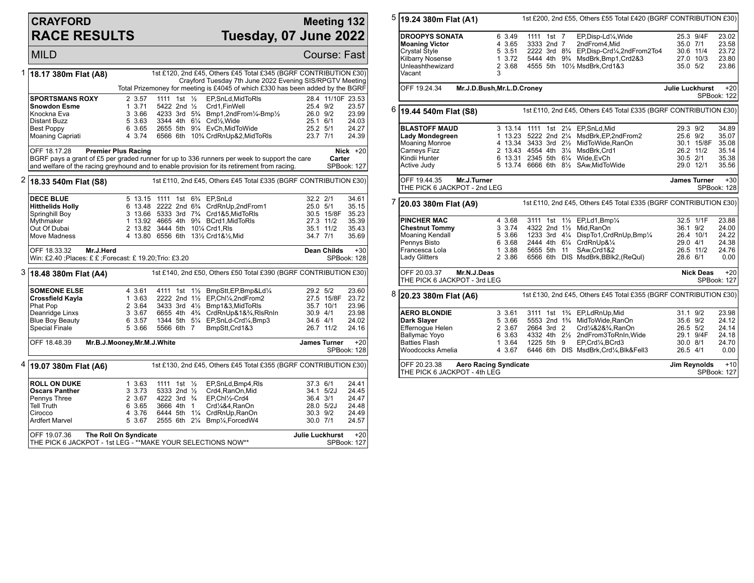# CRAYFORD RACE RESULTS

## Meeting 132 — Tuesday, 07 June 2022

MILD — Course: Fast

### 1 — 18.17 380m Flat (A8)

1st £120, 2nd £45, Others £45 Total £345 (BGRF CONTRIBUTION £30)
Crayford Tuesday 7th June 2022 Evening SIS/RPGTV Meeting
Total Prizemoney for meeting is £4045 of which £330 has been added by the BGRF

| Greyhound | Trap | Split | Sectionals | Pos | Dist | Comment | Wt | SP | Time |
|---|---|---|---|---|---|---|---|---|---|
| **SPORTSMANS ROXY** | 2 | 3.57 | 1111 | 1st | ½ | EP,SnLd,MidToRls | 28.4 | 11/10F | 23.53 |
| **Snowdon Esme** | 1 | 3.71 | 5422 | 2nd | ½ | Crd1,FinWell | 25.4 | 9/2 | 23.57 |
| Knockna Eva | 3 | 3.66 | 4233 | 3rd | 5¾ | Bmp1,2ndFrom¼-Bmp½ | 26.0 | 9/2 | 23.99 |
| Distant Buzz | 5 | 3.63 | 3344 | 4th | 6¼ | Crd½,Wide | 25.1 | 6/1 | 24.03 |
| Best Poppy | 6 | 3.65 | 2655 | 5th | 9¼ | EvCh,MidToWide | 25.2 | 5/1 | 24.27 |
| Moaning Capriati | 4 | 3.74 | 6566 | 6th | 10¾ | CrdRnUp&2,MidToRls | 23.7 | 7/1 | 24.39 |

OFF 18.17.28 **Premier Plus Racing** — **Nick Carter** +20
BGRF pays a grant of £5 per graded runner for up to 336 runners per week to support the care and welfare of the racing greyhound and to enable provision for its retirement from racing. SPBook: 127

### 2 — 18.33 540m Flat (S8)

1st £110, 2nd £45, Others £45 Total £335 (BGRF CONTRIBUTION £30)

| Greyhound | Trap | Split | Sectionals | Pos | Dist | Comment | Wt | SP | Time |
|---|---|---|---|---|---|---|---|---|---|
| **DECE BLUE** | 5 | 13.15 | 1111 | 1st | 6¾ | EP,SnLd | 32.2 | 2/1 | 34.61 |
| **Hitthelids Holly** | 6 | 13.48 | 2222 | 2nd | 6¾ | CrdRnUp,2ndFrom1 | 25.0 | 5/1 | 35.15 |
| Springhill Boy | 3 | 13.66 | 5333 | 3rd | 7¾ | Crd1&5,MidToRls | 30.5 | 15/8F | 35.23 |
| Mythmaker | 1 | 13.92 | 4665 | 4th | 9¾ | BCrd1,MidToRls | 27.3 | 11/2 | 35.39 |
| Out Of Dubai | 2 | 13.82 | 3444 | 5th | 10¼ | Crd1,Rls | 35.1 | 11/2 | 35.43 |
| Move Madness | 4 | 13.80 | 6556 | 6th | 13½ | Crd1&½,Mid | 34.7 | 7/1 | 35.69 |

OFF 18.33.32 **Mr.J.Herd** — **Dean Childs** +30
Win: £2.40 ;Places: £ £ ;Forecast: £ 19.20;Trio: £3.20 SPBook: 128

### 3 — 18.48 380m Flat (A4)

1st £140, 2nd £50, Others £50 Total £390 (BGRF CONTRIBUTION £30)

| Greyhound | Trap | Split | Sectionals | Pos | Dist | Comment | Wt | SP | Time |
|---|---|---|---|---|---|---|---|---|---|
| **SOMEONE ELSE** | 4 | 3.61 | 4111 | 1st | 1½ | BmpStt,EP,Bmp&Ld¼ | 29.2 | 5/2 | 23.60 |
| **Crossfield Kayla** | 1 | 3.63 | 2222 | 2nd | 1½ | EP,Chl¼,2ndFrom2 | 27.5 | 15/8F | 23.72 |
| Phat Pop | 2 | 3.64 | 3433 | 3rd | 4½ | Bmp1&3,MidToRls | 35.7 | 10/1 | 23.96 |
| Deanridge Linxs | 3 | 3.67 | 6655 | 4th | 4¾ | CrdRnUp&1&¾,RlsRnIn | 30.9 | 4/1 | 23.98 |
| Blue Boy Beauty | 6 | 3.57 | 1344 | 5th | 5¼ | EP,SnLd-Crd¼,Bmp3 | 34.6 | 4/1 | 24.02 |
| Special Finale | 5 | 3.66 | 5566 | 6th | 7 | BmpStt,Crd1&3 | 26.7 | 11/2 | 24.16 |

OFF 18.48.39 **Mr.B.J.Mooney,Mr.M.J.White** — **James Turner** +20
SPBook: 128

### 4 — 19.07 380m Flat (A6)

1st £130, 2nd £45, Others £45 Total £355 (BGRF CONTRIBUTION £30)

| Greyhound | Trap | Split | Sectionals | Pos | Dist | Comment | Wt | SP | Time |
|---|---|---|---|---|---|---|---|---|---|
| **ROLL ON DUKE** | 1 | 3.63 | 1111 | 1st | ½ | EP,SnLd,Bmp4,Rls | 37.3 | 6/1 | 24.41 |
| **Oscars Panther** | 3 | 3.73 | 5333 | 2nd | ½ | Crd4,RanOn,Mid | 34.1 | 5/2J | 24.45 |
| Pennys Three | 2 | 3.67 | 4222 | 3rd | ¾ | EP,Chl½-Crd4 | 36.4 | 3/1 | 24.47 |
| Tell Truth | 6 | 3.65 | 3666 | 4th | 1 | Crd¼&4,RanOn | 28.0 | 5/2J | 24.48 |
| Cirocco | 4 | 3.76 | 6444 | 5th | 1¼ | CrdRnUp,RanOn | 30.3 | 9/2 | 24.49 |
| Ardfert Marvel | 5 | 3.67 | 2555 | 6th | 2¼ | Bmp¼,ForcedW4 | 30.0 | 7/1 | 24.57 |

OFF 19.07.36 **The Roll On Syndicate** — **Julie Luckhurst** +20
THE PICK 6 JACKPOT - 1st LEG - **MAKE YOUR SELECTIONS NOW** SPBook: 127

### 5 — 19.24 380m Flat (A1)

1st £200, 2nd £55, Others £55 Total £420 (BGRF CONTRIBUTION £30)

| Greyhound | Trap | Split | Sectionals | Pos | Dist | Comment | Wt | SP | Time |
|---|---|---|---|---|---|---|---|---|---|
| **DROOPYS SONATA** | 6 | 3.49 | 1111 | 1st | 7 | EP,Disp-Ld¼,Wide | 25.3 | 9/4F | 23.02 |
| **Moaning Victor** | 4 | 3.65 | 3333 | 2nd | 7 | 2ndFrom4,Mid | 35.0 | 7/1 | 23.58 |
| Crystal Style | 5 | 3.51 | 2222 | 3rd | 8¾ | EP,Disp-Crd¼,2ndFrom2To4 | 30.6 | 11/4 | 23.72 |
| Kilbarry Nosense | 1 | 3.72 | 5444 | 4th | 9¾ | MsdBrk,Bmp1,Crd2&3 | 27.0 | 10/3 | 23.80 |
| Unleashthewizard | 2 | 3.68 | 4555 | 5th | 10½ | MsdBrk,Crd1&3 | 35.0 | 5/2 | 23.86 |
| Vacant | 3 | | | | | | | | |

OFF 19.24.34 **Mr.J.D.Bush,Mr.L.D.Croney** — **Julie Luckhurst** +20
SPBook: 122

### 6 — 19.44 540m Flat (S8)

1st £110, 2nd £45, Others £45 Total £335 (BGRF CONTRIBUTION £30)

| Greyhound | Trap | Split | Sectionals | Pos | Dist | Comment | Wt | SP | Time |
|---|---|---|---|---|---|---|---|---|---|
| **BLASTOFF MAUD** | 3 | 13.14 | 1111 | 1st | 2¼ | EP,SnLd,Mid | 29.3 | 9/2 | 34.89 |
| **Lady Mondegreen** | 1 | 13.23 | 5222 | 2nd | 2¼ | MsdBrk,EP,2ndFrom2 | 25.6 | 9/2 | 35.07 |
| Moaning Monroe | 4 | 13.34 | 3433 | 3rd | 2½ | MidToWide,RanOn | 30.1 | 15/8F | 35.08 |
| Carneys Fizz | 2 | 13.43 | 4554 | 4th | 3¼ | MsdBrk,Crd1 | 26.2 | 11/2 | 35.14 |
| Kindii Hunter | 6 | 13.31 | 2345 | 5th | 6¼ | Wide,EvCh | 30.5 | 2/1 | 35.38 |
| Active Judy | 5 | 13.74 | 6666 | 6th | 8½ | SAw,MidToWide | 29.0 | 12/1 | 35.56 |

OFF 19.44.35 **Mr.J.Turner** — **James Turner** +30
THE PICK 6 JACKPOT - 2nd LEG SPBook: 128

### 7 — 20.03 380m Flat (A9)

1st £110, 2nd £45, Others £45 Total £335 (BGRF CONTRIBUTION £30)

| Greyhound | Trap | Split | Sectionals | Pos | Dist | Comment | Wt | SP | Time |
|---|---|---|---|---|---|---|---|---|---|
| **PINCHER MAC** | 4 | 3.68 | 3111 | 1st | 1½ | EP,Ld1,Bmp¼ | 32.5 | 1/1F | 23.88 |
| **Chestnut Tommy** | 3 | 3.74 | 4322 | 2nd | 1½ | Mid,RanOn | 36.1 | 9/2 | 24.00 |
| Moaning Kendall | 5 | 3.66 | 1233 | 3rd | 4¼ | DispTo1,CrdRnUp,Bmp¼ | 26.4 | 10/1 | 24.22 |
| Pennys Bisto | 6 | 3.68 | 2444 | 4th | 6¼ | CrdRnUp&¼ | 29.0 | 4/1 | 24.38 |
| Francesca Lola | 1 | 3.88 | 5655 | 5th | 11 | SAw,Crd1&2 | 26.5 | 11/2 | 24.76 |
| Lady Glitters | 2 | 3.86 | 6566 | 6th | DIS | MsdBrk,BBlk2,(ReQul) | 28.6 | 6/1 | 0.00 |

OFF 20.03.37 **Mr.N.J.Deas** — **Nick Deas** +20
THE PICK 6 JACKPOT - 3rd LEG SPBook: 127

### 8 — 20.23 380m Flat (A6)

1st £130, 2nd £45, Others £45 Total £355 (BGRF CONTRIBUTION £30)

| Greyhound | Trap | Split | Sectionals | Pos | Dist | Comment | Wt | SP | Time |
|---|---|---|---|---|---|---|---|---|---|
| **AERO BLONDIE** | 3 | 3.61 | 3111 | 1st | 1¾ | EP,LdRnUp,Mid | 31.1 | 9/2 | 23.98 |
| **Dark Slayer** | 5 | 3.66 | 5553 | 2nd | 1¾ | MidToWide,RanOn | 35.6 | 9/2 | 24.12 |
| Effernogue Helen | 2 | 3.67 | 2664 | 3rd | 2 | Crd¼&2&¾,RanOn | 26.5 | 5/2 | 24.14 |
| Ballymac Yoyo | 6 | 3.63 | 4332 | 4th | 2½ | 2ndFrom3ToRnIn,Wide | 29.1 | 9/4F | 24.18 |
| Batties Flash | 1 | 3.64 | 1225 | 5th | 9 | EP,Crd¼,BCrd3 | 30.0 | 8/1 | 24.70 |
| Woodcocks Amelia | 4 | 3.67 | 6446 | 6th | DIS | MsdBrk,Crd¼,Blk&Fell3 | 26.5 | 4/1 | 0.00 |

OFF 20.23.38 **Aero Racing Syndicate** — **Jim Reynolds** +10
THE PICK 6 JACKPOT - 4th LEG SPBook: 127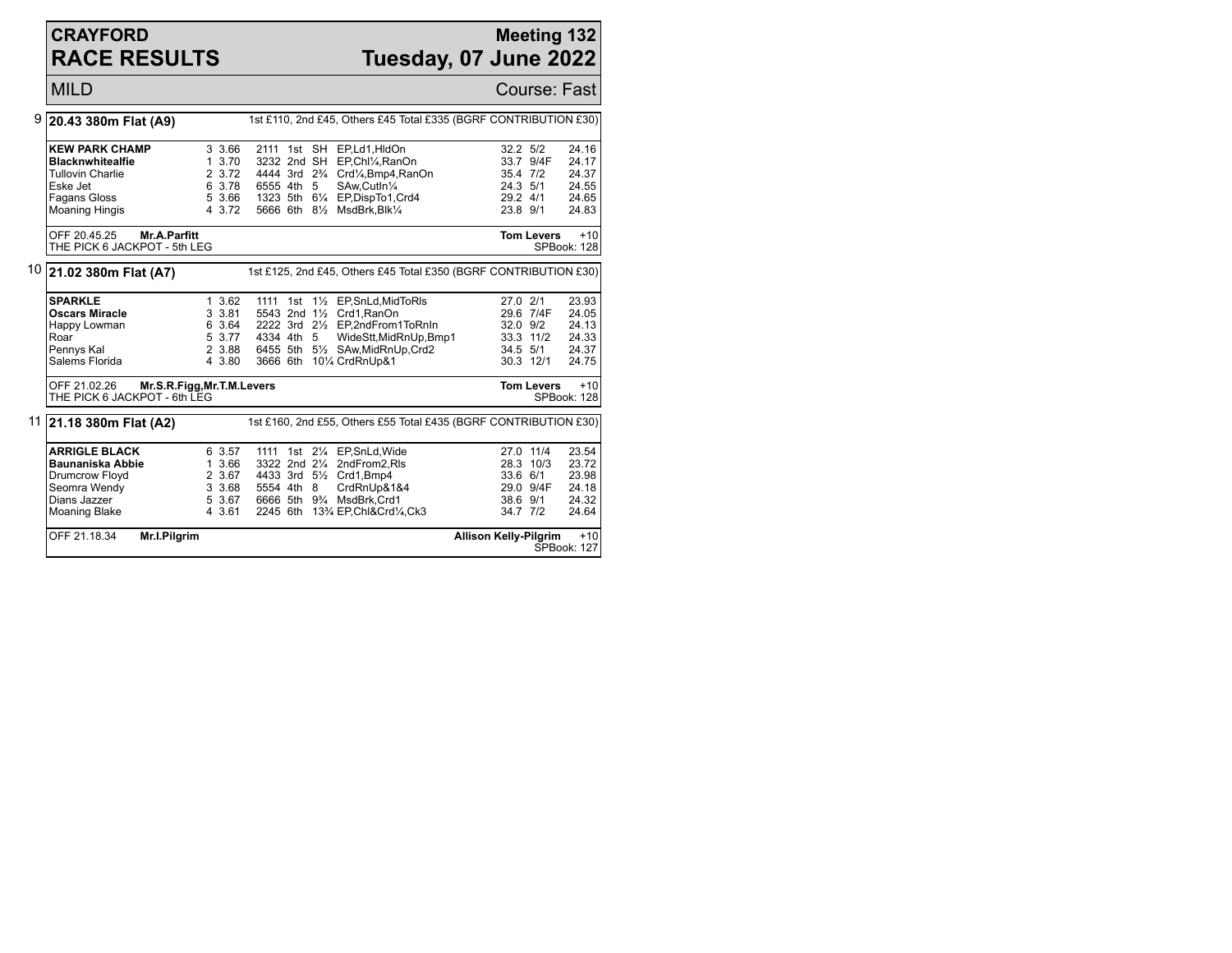# CRAYFORD RACE RESULTS

## Meeting 132 Tuesday, 07 June 2022

MILD — Course: Fast

### 9 20.43 380m Flat (A9)

1st £110, 2nd £45, Others £45 Total £335 (BGRF CONTRIBUTION £30)

| | | | | | | | | | |
|---|---|---|---|---|---|---|---|---|---|
| **KEW PARK CHAMP** | 3 | 3.66 | 2111 | 1st | SH | EP,Ld1,HldOn | 32.2 | 5/2 | 24.16 |
| **Blacknwhitealfie** | 1 | 3.70 | 3232 | 2nd | SH | EP,Chl¼,RanOn | 33.7 | 9/4F | 24.17 |
| Tullovin Charlie | 2 | 3.72 | 4444 | 3rd | 2¾ | Crd¼,Bmp4,RanOn | 35.4 | 7/2 | 24.37 |
| Eske Jet | 6 | 3.78 | 6555 | 4th | 5 | SAw,CutIn¼ | 24.3 | 5/1 | 24.55 |
| Fagans Gloss | 5 | 3.66 | 1323 | 5th | 6¼ | EP,DispTo1,Crd4 | 29.2 | 4/1 | 24.65 |
| Moaning Hingis | 4 | 3.72 | 5666 | 6th | 8½ | MsdBrk,Blk¼ | 23.8 | 9/1 | 24.83 |

OFF 20.45.25 **Mr.A.Parfitt** — **Tom Levers** +10
THE PICK 6 JACKPOT - 5th LEG — SPBook: 128

### 10 21.02 380m Flat (A7)

1st £125, 2nd £45, Others £45 Total £350 (BGRF CONTRIBUTION £30)

| | | | | | | | | | |
|---|---|---|---|---|---|---|---|---|---|
| **SPARKLE** | 1 | 3.62 | 1111 | 1st | 1½ | EP,SnLd,MidToRls | 27.0 | 2/1 | 23.93 |
| **Oscars Miracle** | 3 | 3.81 | 5543 | 2nd | 1½ | Crd1,RanOn | 29.6 | 7/4F | 24.05 |
| Happy Lowman | 6 | 3.64 | 2222 | 3rd | 2½ | EP,2ndFrom1ToRnIn | 32.0 | 9/2 | 24.13 |
| Roar | 5 | 3.77 | 4334 | 4th | 5 | WideStt,MidRnUp,Bmp1 | 33.3 | 11/2 | 24.33 |
| Pennys Kal | 2 | 3.88 | 6455 | 5th | 5½ | SAw,MidRnUp,Crd2 | 34.5 | 5/1 | 24.37 |
| Salems Florida | 4 | 3.80 | 3666 | 6th | 10¼ | CrdRnUp&1 | 30.3 | 12/1 | 24.75 |

OFF 21.02.26 **Mr.S.R.Figg,Mr.T.M.Levers** — **Tom Levers** +10
THE PICK 6 JACKPOT - 6th LEG — SPBook: 128

### 11 21.18 380m Flat (A2)

1st £160, 2nd £55, Others £55 Total £435 (BGRF CONTRIBUTION £30)

| | | | | | | | | | |
|---|---|---|---|---|---|---|---|---|---|
| **ARRIGLE BLACK** | 6 | 3.57 | 1111 | 1st | 2¼ | EP,SnLd,Wide | 27.0 | 11/4 | 23.54 |
| **Baunaniska Abbie** | 1 | 3.66 | 3322 | 2nd | 2¼ | 2ndFrom2,Rls | 28.3 | 10/3 | 23.72 |
| Drumcrow Floyd | 2 | 3.67 | 4433 | 3rd | 5½ | Crd1,Bmp4 | 33.6 | 6/1 | 23.98 |
| Seomra Wendy | 3 | 3.68 | 5554 | 4th | 8 | CrdRnUp&1&4 | 29.0 | 9/4F | 24.18 |
| Dians Jazzer | 5 | 3.67 | 6666 | 5th | 9¾ | MsdBrk,Crd1 | 38.6 | 9/1 | 24.32 |
| Moaning Blake | 4 | 3.61 | 2245 | 6th | 13¾ | EP,Chl&Crd¼,Ck3 | 34.7 | 7/2 | 24.64 |

OFF 21.18.34 **Mr.I.Pilgrim** — **Allison Kelly-Pilgrim** +10
SPBook: 127